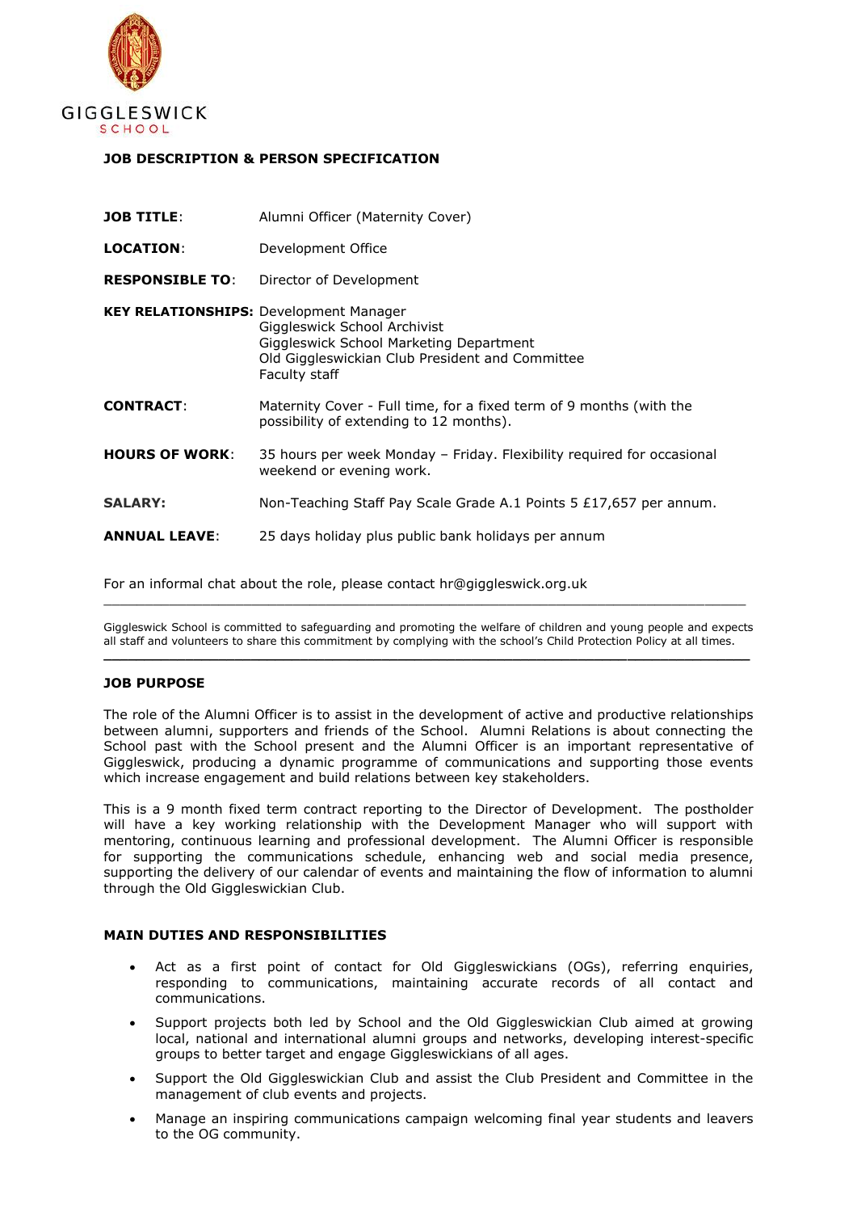GIGGLESWICK
SCHOOL

**JOB DESCRIPTION & PERSON SPECIFICATION**

| | |
|---|---|
| **JOB TITLE**: | Alumni Officer (Maternity Cover) |
| **LOCATION**: | Development Office |
| **RESPONSIBLE TO**: | Director of Development |
| **KEY RELATIONSHIPS:** | Development Manager<br>Giggleswick School Archivist<br>Giggleswick School Marketing Department<br>Old Giggleswickian Club President and Committee<br>Faculty staff |
| **CONTRACT**: | Maternity Cover - Full time, for a fixed term of 9 months (with the possibility of extending to 12 months). |
| **HOURS OF WORK**: | 35 hours per week Monday – Friday. Flexibility required for occasional weekend or evening work. |
| **SALARY:** | Non-Teaching Staff Pay Scale Grade A.1 Points 5 £17,657 per annum. |
| **ANNUAL LEAVE**: | 25 days holiday plus public bank holidays per annum |

For an informal chat about the role, please contact hr@giggleswick.org.uk

---

Giggleswick School is committed to safeguarding and promoting the welfare of children and young people and expects all staff and volunteers to share this commitment by complying with the school's Child Protection Policy at all times.

---

## JOB PURPOSE

The role of the Alumni Officer is to assist in the development of active and productive relationships between alumni, supporters and friends of the School. Alumni Relations is about connecting the School past with the School present and the Alumni Officer is an important representative of Giggleswick, producing a dynamic programme of communications and supporting those events which increase engagement and build relations between key stakeholders.

This is a 9 month fixed term contract reporting to the Director of Development. The postholder will have a key working relationship with the Development Manager who will support with mentoring, continuous learning and professional development. The Alumni Officer is responsible for supporting the communications schedule, enhancing web and social media presence, supporting the delivery of our calendar of events and maintaining the flow of information to alumni through the Old Giggleswickian Club.

## MAIN DUTIES AND RESPONSIBILITIES

- Act as a first point of contact for Old Giggleswickians (OGs), referring enquiries, responding to communications, maintaining accurate records of all contact and communications.
- Support projects both led by School and the Old Giggleswickian Club aimed at growing local, national and international alumni groups and networks, developing interest-specific groups to better target and engage Giggleswickians of all ages.
- Support the Old Giggleswickian Club and assist the Club President and Committee in the management of club events and projects.
- Manage an inspiring communications campaign welcoming final year students and leavers to the OG community.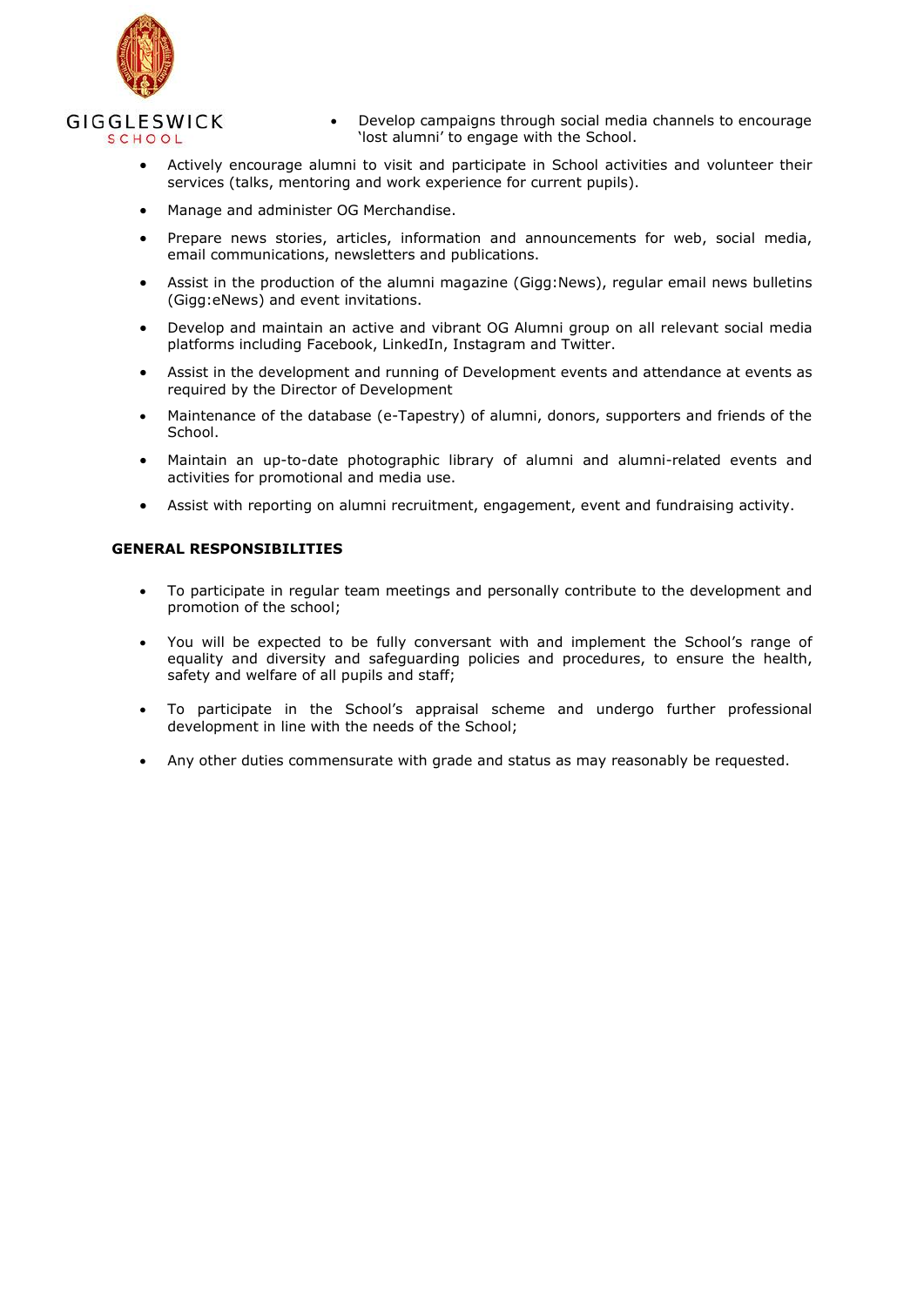- Develop campaigns through social media channels to encourage 'lost alumni' to engage with the School.
- Actively encourage alumni to visit and participate in School activities and volunteer their services (talks, mentoring and work experience for current pupils).
- Manage and administer OG Merchandise.
- Prepare news stories, articles, information and announcements for web, social media, email communications, newsletters and publications.
- Assist in the production of the alumni magazine (Gigg:News), regular email news bulletins (Gigg:eNews) and event invitations.
- Develop and maintain an active and vibrant OG Alumni group on all relevant social media platforms including Facebook, LinkedIn, Instagram and Twitter.
- Assist in the development and running of Development events and attendance at events as required by the Director of Development
- Maintenance of the database (e-Tapestry) of alumni, donors, supporters and friends of the School.
- Maintain an up-to-date photographic library of alumni and alumni-related events and activities for promotional and media use.
- Assist with reporting on alumni recruitment, engagement, event and fundraising activity.

**GENERAL RESPONSIBILITIES**

- To participate in regular team meetings and personally contribute to the development and promotion of the school;
- You will be expected to be fully conversant with and implement the School's range of equality and diversity and safeguarding policies and procedures, to ensure the health, safety and welfare of all pupils and staff;
- To participate in the School's appraisal scheme and undergo further professional development in line with the needs of the School;
- Any other duties commensurate with grade and status as may reasonably be requested.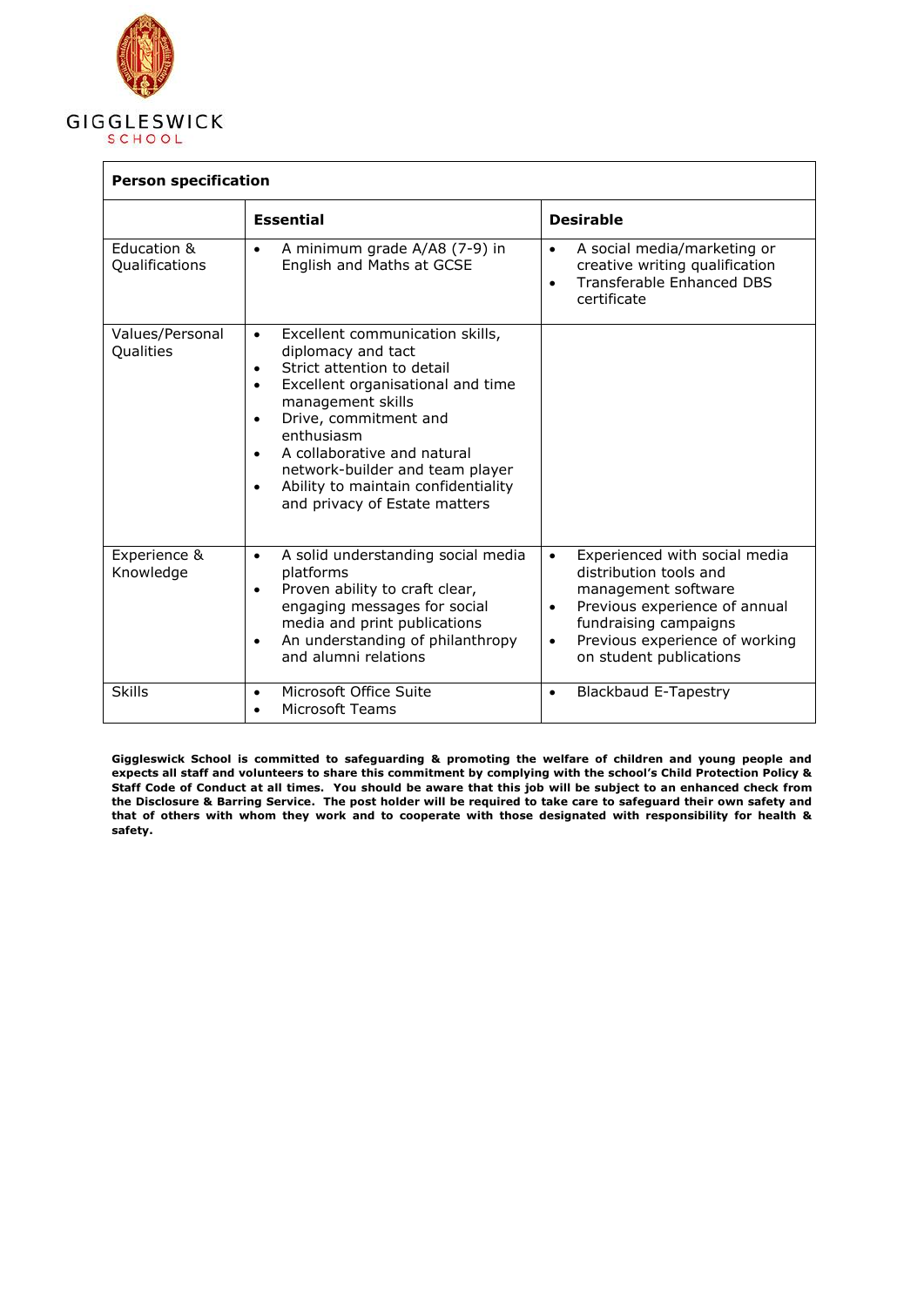GIGGLESWICK
SCHOOL

| Person specification | | |
|---|---|---|
| | **Essential** | **Desirable** |
| Education & Qualifications | • A minimum grade A/A8 (7-9) in English and Maths at GCSE | • A social media/marketing or creative writing qualification<br>• Transferable Enhanced DBS certificate |
| Values/Personal Qualities | • Excellent communication skills, diplomacy and tact<br>• Strict attention to detail<br>• Excellent organisational and time management skills<br>• Drive, commitment and enthusiasm<br>• A collaborative and natural network-builder and team player<br>• Ability to maintain confidentiality and privacy of Estate matters | |
| Experience & Knowledge | • A solid understanding social media platforms<br>• Proven ability to craft clear, engaging messages for social media and print publications<br>• An understanding of philanthropy and alumni relations | • Experienced with social media distribution tools and management software<br>• Previous experience of annual fundraising campaigns<br>• Previous experience of working on student publications |
| Skills | • Microsoft Office Suite<br>• Microsoft Teams | • Blackbaud E-Tapestry |

**Giggleswick School is committed to safeguarding & promoting the welfare of children and young people and expects all staff and volunteers to share this commitment by complying with the school's Child Protection Policy & Staff Code of Conduct at all times. You should be aware that this job will be subject to an enhanced check from the Disclosure & Barring Service. The post holder will be required to take care to safeguard their own safety and that of others with whom they work and to cooperate with those designated with responsibility for health & safety.**